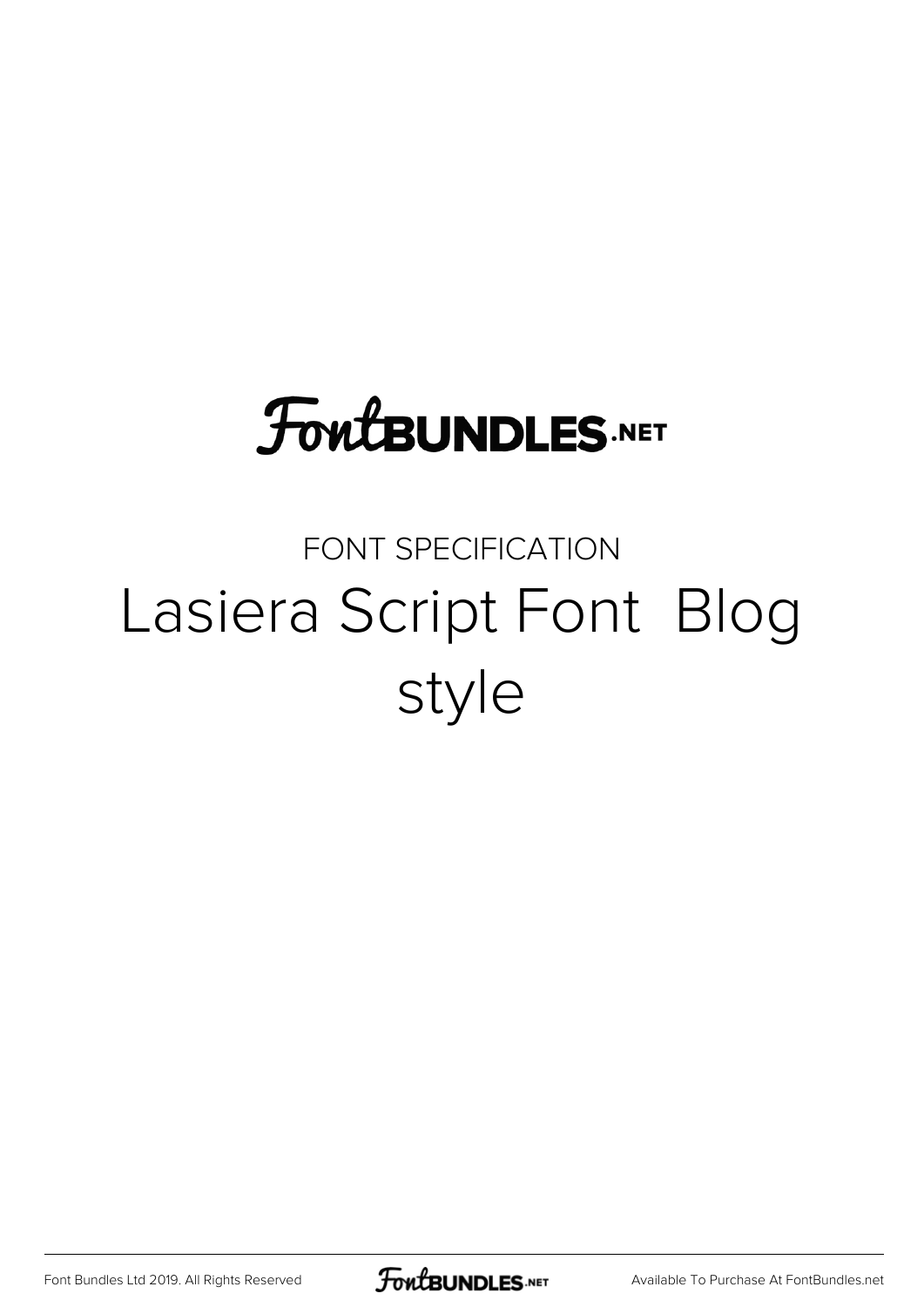FontBUNDLES.NET

FONT SPECIFICATION

# Lasiera Script Font Blog style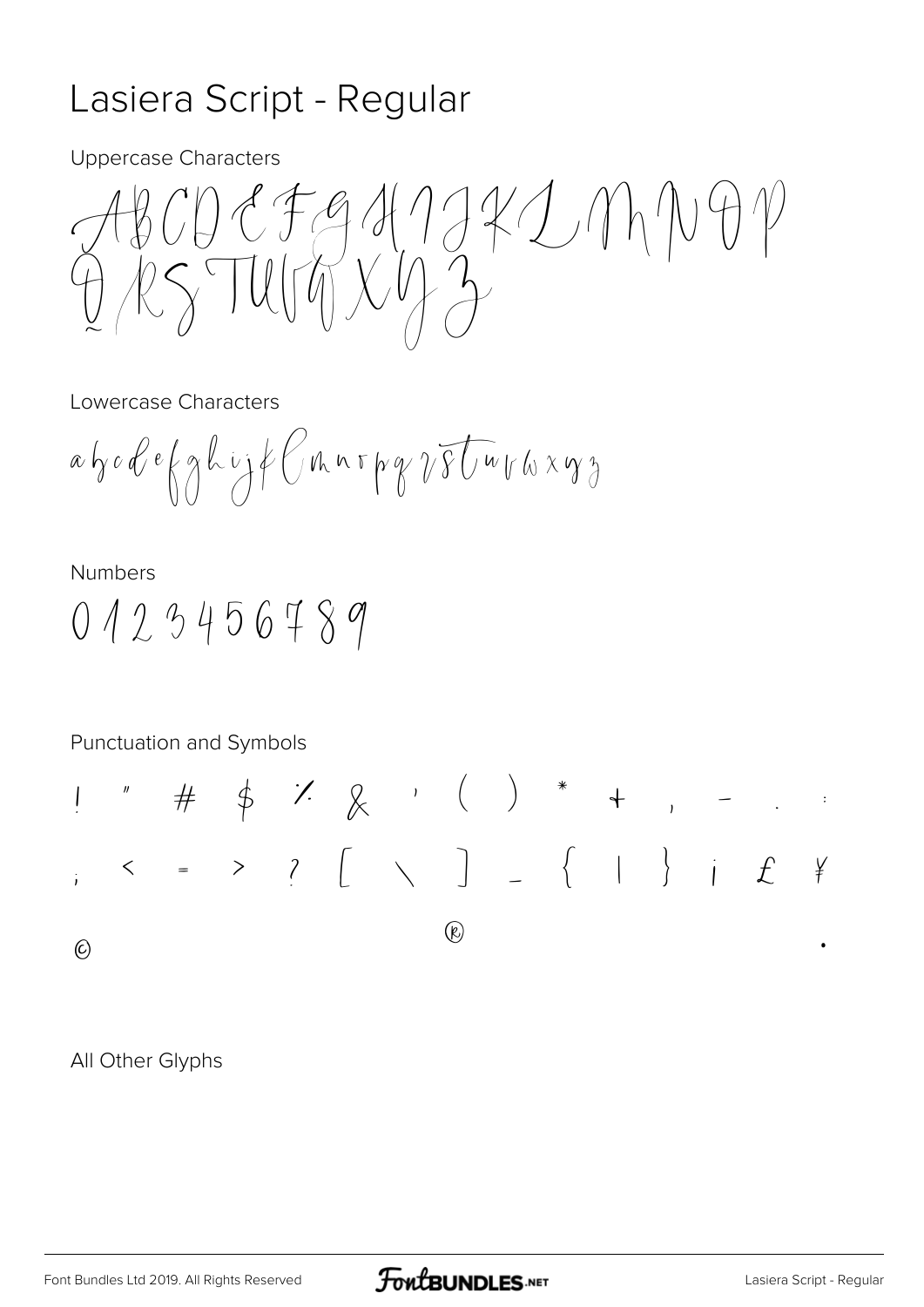# Lasiera Script - Regular

Uppercase Characters

ABCDEFGHIJKLMNOP
QRSTUVWXYZ

Lowercase Characters

abcdefghijklmnopqrstuvwxyz

Numbers

0123456789

Punctuation and Symbols

! " # $ % & ' ( ) * + , - . :
; < = > ? [ \ ] _ { | } ¡ £ ¥
© ® •

All Other Glyphs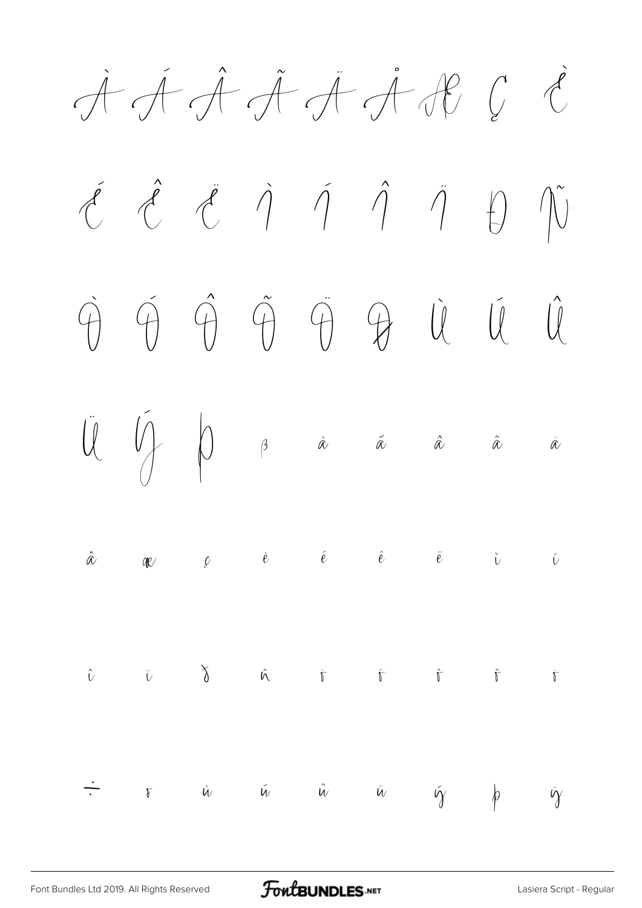À Á Â Ã Ä Å Æ Ç È

É Ê Ë Ì Í Î Ï Ð Ñ

Ò Ó Ô Õ Ö Ø Ù Ú Û

Ü Ý Þ ß à á â ã ä

å æ ç è é ê ë ì í

î ï ð ñ ò ó ô õ ö

÷ ø ù ú û ü ý þ ÿ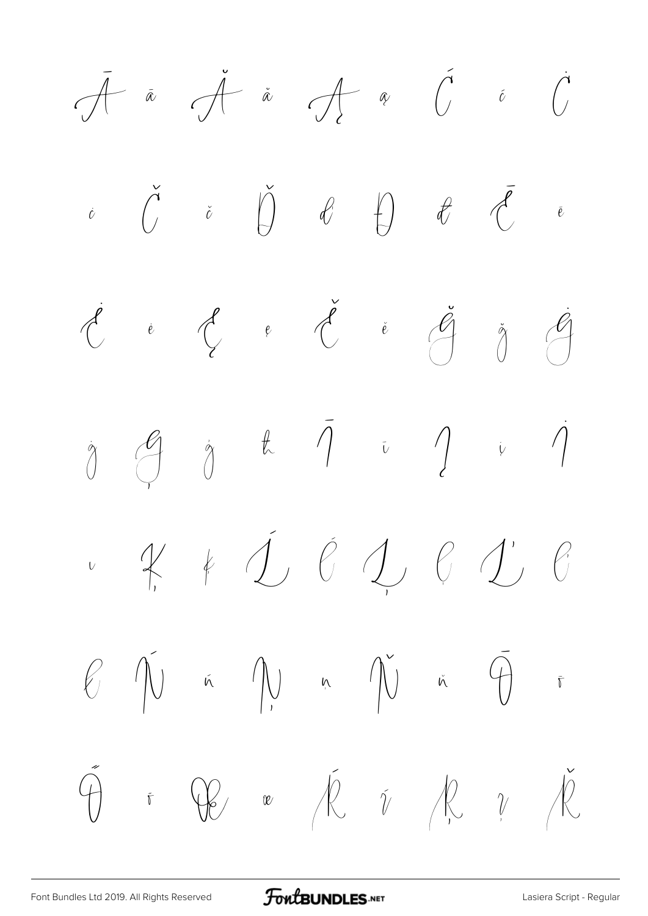Ā ā Ă ă Ą ą Ć ć Ċ

ċ Č č Ď ď Đ đ Ē ē

Ė ė Ę ę Ě ě Ğ ğ Ġ

ġ Ģ ģ ħ Ī ī Į į İ

ı Ķ ķ Ĺ ĺ Ļ ļ Ľ ľ

ł Ń ń Ņ ņ Ň ň Ō ō

Ő ő Œ œ Ŕ ŕ Ŗ ŗ Ř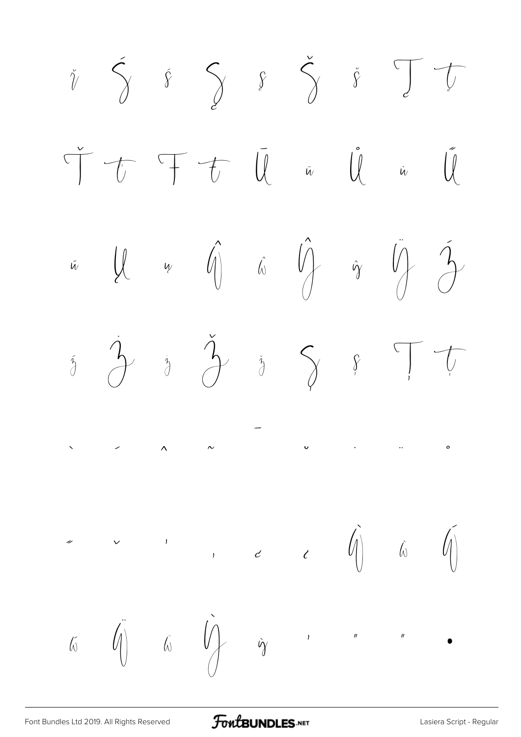ĭ Ś ś Ş ş Š š Ţ ţ

Ť ť Ŧ ŧ Ū ū Ů ů Ű

ű Ų ų Ŵ ŵ Ŷ ŷ Ÿ Ź

ź Ż ż Ž ž Ș ș Ț ț

ˋ ˊ ˆ ˜ ˉ ˘ ˙ ¨ ˚

˝ ˇ ʻ ʼ ˏ ̦ Ẁ ẁ Ẃ

ẃ Ẅ ẅ Ỳ ỳ ' " " •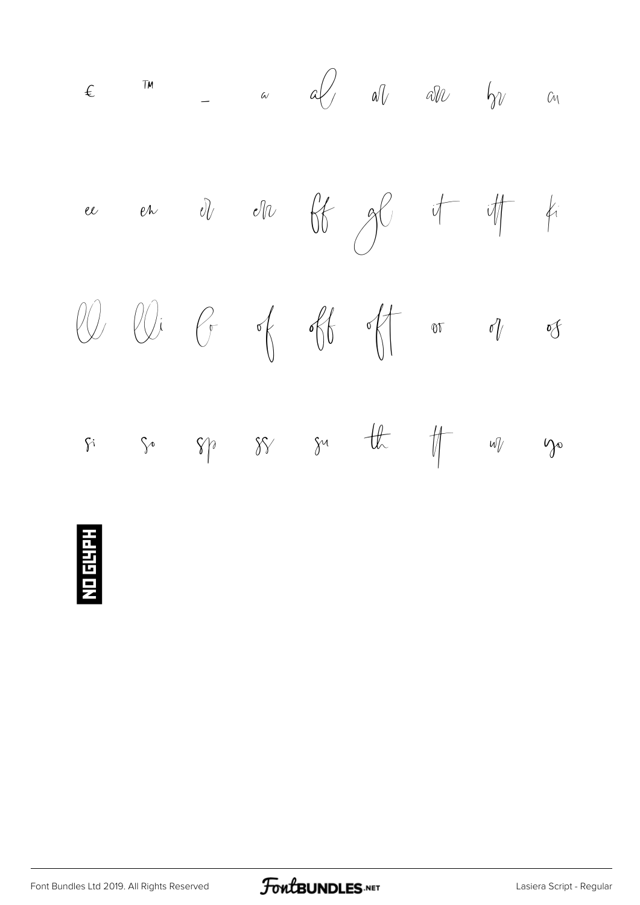€ ™ _ a al al an br cu

ee en er ern ff gl it itt ki

ll lli lo of off oft or or os

si so sp ss su th tt wr yo

NO GLYPH

Font Bundles Ltd 2019. All Rights Reserved

Lasiera Script - Regular